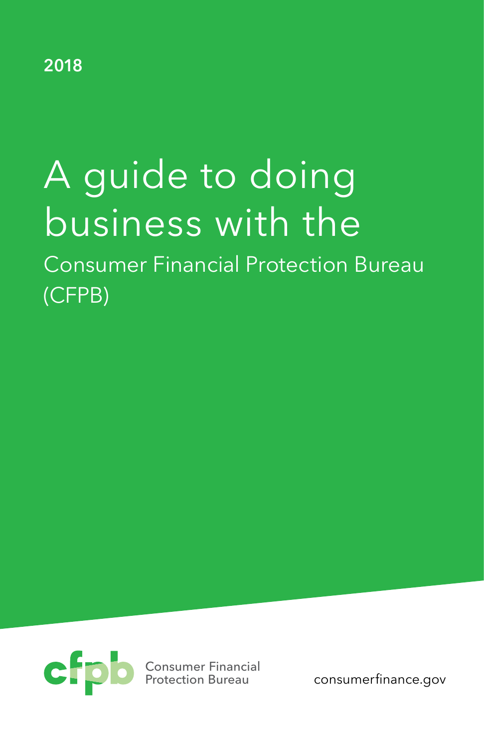2018

# A guide to doing business with the

## Consumer Financial Protection Bureau (CFPB)

Consumer Financial Protection Bureau

consumerfinance.gov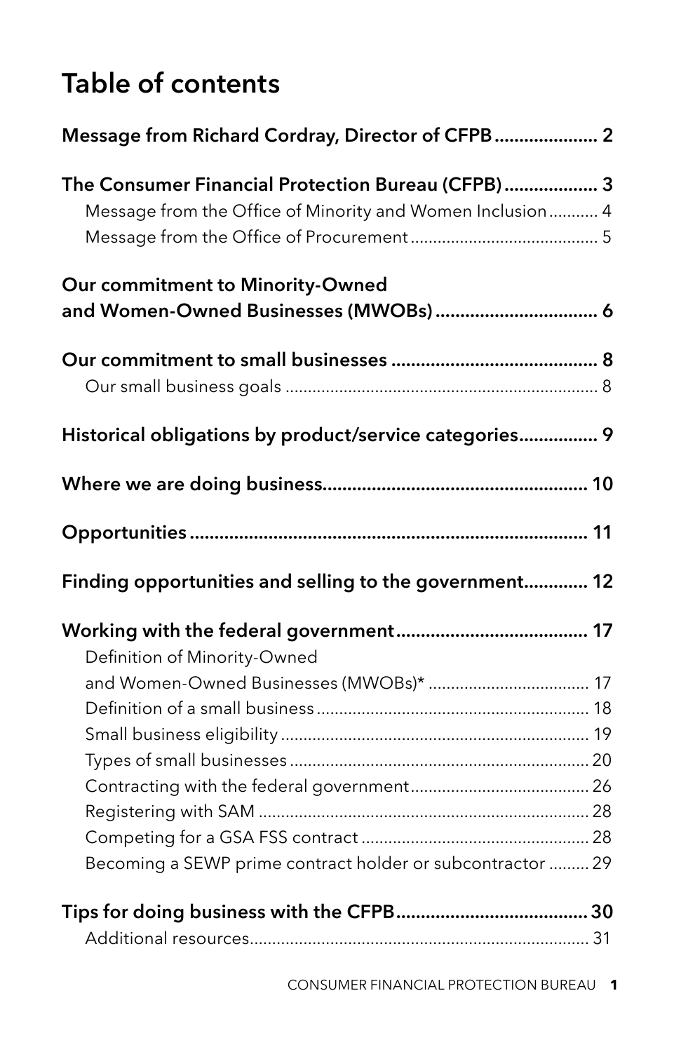# Table of contents

**Message from Richard Cordray, Director of CFPB** ..................... 2

**The Consumer Financial Protection Bureau (CFPB)** ................... 3

- Message from the Office of Minority and Women Inclusion ........... 4
- Message from the Office of Procurement ......................................... 5

**Our commitment to Minority-Owned and Women-Owned Businesses (MWOBs)** ................................. 6

**Our commitment to small businesses** .......................................... 8

- Our small business goals ..................................................................... 8

**Historical obligations by product/service categories** ................ 9

**Where we are doing business** ...................................................... 10

**Opportunities** ................................................................................. 11

**Finding opportunities and selling to the government** ............. 12

**Working with the federal government** ....................................... 17

- Definition of Minority-Owned and Women-Owned Businesses (MWOBs)* .................................... 17
- Definition of a small business ............................................................ 18
- Small business eligibility .................................................................... 19
- Types of small businesses .................................................................. 20
- Contracting with the federal government ........................................ 26
- Registering with SAM ......................................................................... 28
- Competing for a GSA FSS contract .................................................. 28
- Becoming a SEWP prime contract holder or subcontractor ......... 29

**Tips for doing business with the CFPB** ....................................... 30

- Additional resources ........................................................................... 31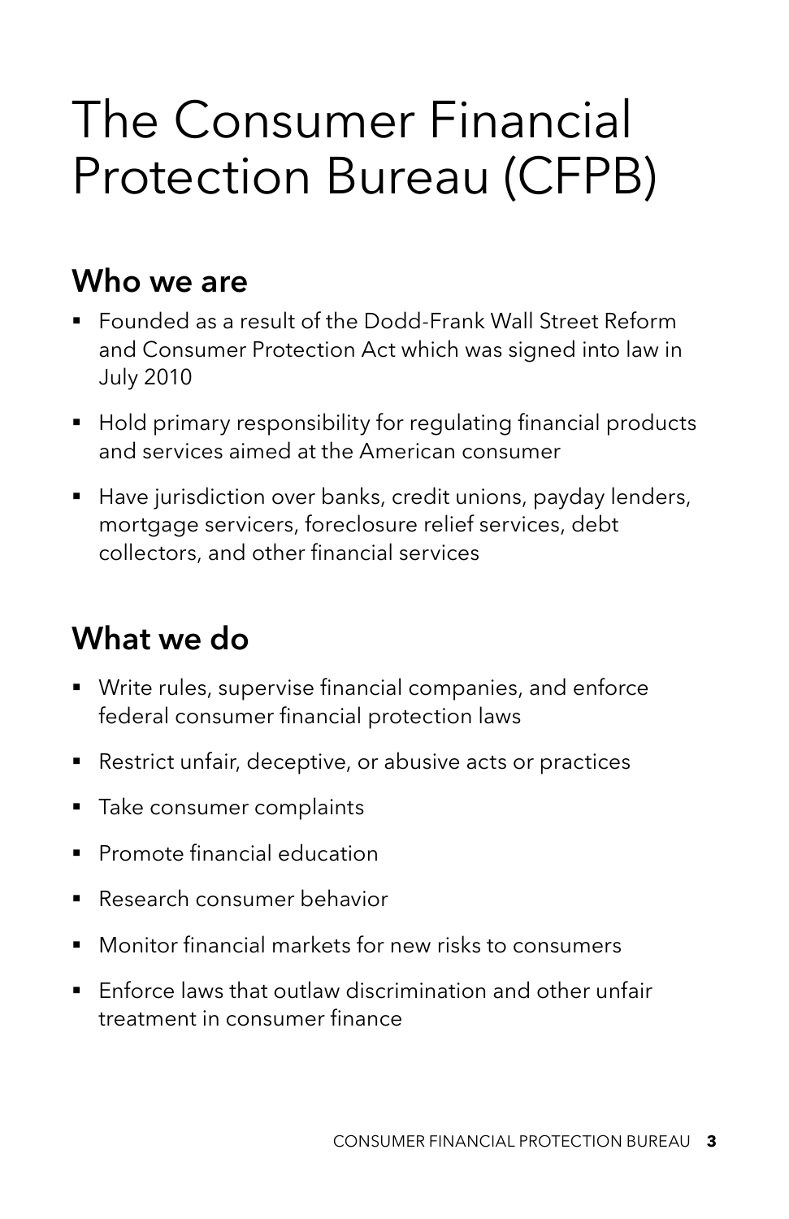# The Consumer Financial Protection Bureau (CFPB)

## Who we are

- Founded as a result of the Dodd-Frank Wall Street Reform and Consumer Protection Act which was signed into law in July 2010
- Hold primary responsibility for regulating financial products and services aimed at the American consumer
- Have jurisdiction over banks, credit unions, payday lenders, mortgage servicers, foreclosure relief services, debt collectors, and other financial services

## What we do

- Write rules, supervise financial companies, and enforce federal consumer financial protection laws
- Restrict unfair, deceptive, or abusive acts or practices
- Take consumer complaints
- Promote financial education
- Research consumer behavior
- Monitor financial markets for new risks to consumers
- Enforce laws that outlaw discrimination and other unfair treatment in consumer finance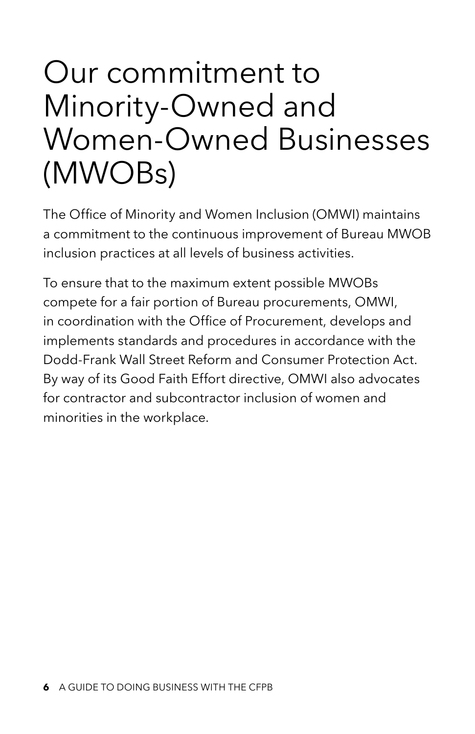# Our commitment to Minority-Owned and Women-Owned Businesses (MWOBs)

The Office of Minority and Women Inclusion (OMWI) maintains a commitment to the continuous improvement of Bureau MWOB inclusion practices at all levels of business activities.

To ensure that to the maximum extent possible MWOBs compete for a fair portion of Bureau procurements, OMWI, in coordination with the Office of Procurement, develops and implements standards and procedures in accordance with the Dodd-Frank Wall Street Reform and Consumer Protection Act. By way of its Good Faith Effort directive, OMWI also advocates for contractor and subcontractor inclusion of women and minorities in the workplace.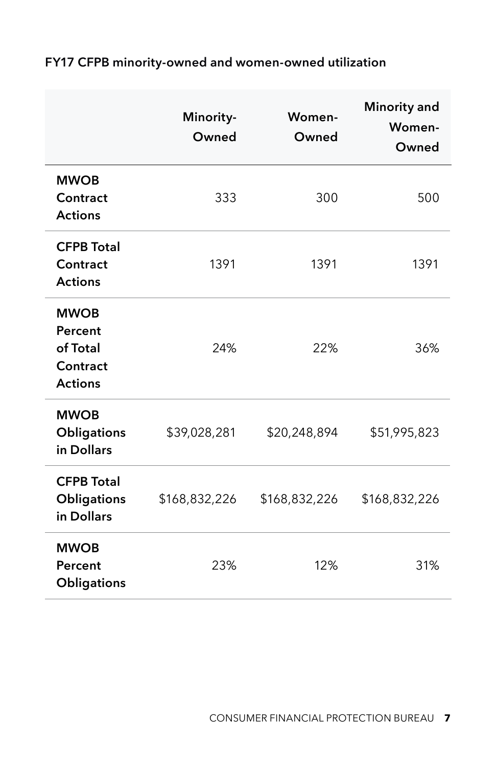**FY17 CFPB minority-owned and women-owned utilization**

| | Minority-Owned | Women-Owned | Minority and Women-Owned |
|---|---|---|---|
| **MWOB Contract Actions** | 333 | 300 | 500 |
| **CFPB Total Contract Actions** | 1391 | 1391 | 1391 |
| **MWOB Percent of Total Contract Actions** | 24% | 22% | 36% |
| **MWOB Obligations in Dollars** | $39,028,281 | $20,248,894 | $51,995,823 |
| **CFPB Total Obligations in Dollars** | $168,832,226 | $168,832,226 | $168,832,226 |
| **MWOB Percent Obligations** | 23% | 12% | 31% |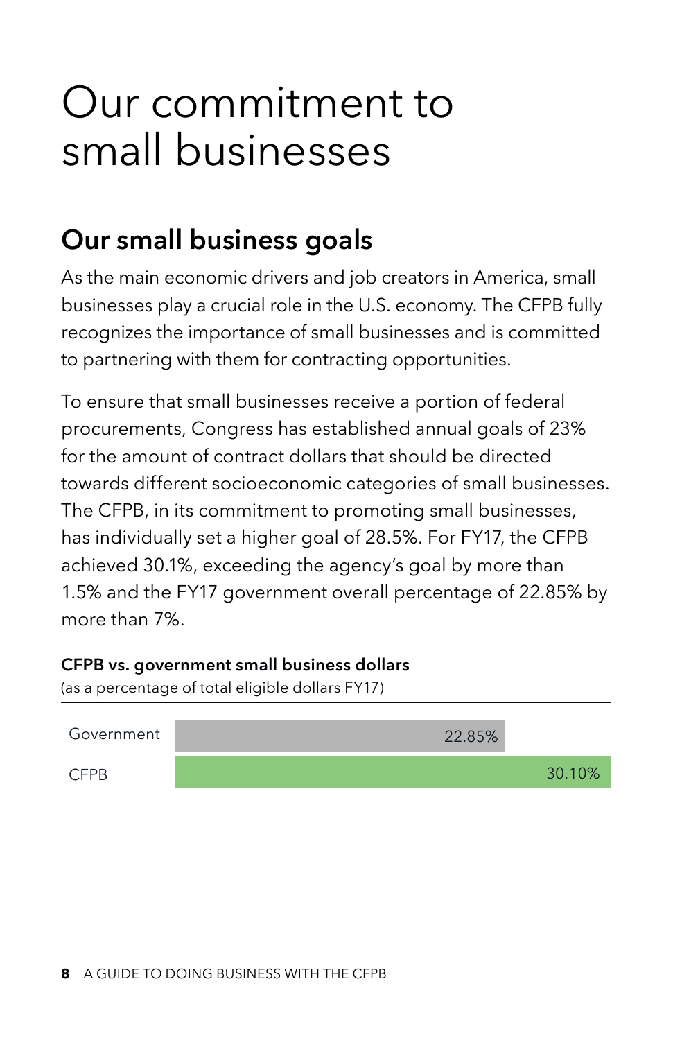# Our commitment to small businesses

## Our small business goals

As the main economic drivers and job creators in America, small businesses play a crucial role in the U.S. economy. The CFPB fully recognizes the importance of small businesses and is committed to partnering with them for contracting opportunities.

To ensure that small businesses receive a portion of federal procurements, Congress has established annual goals of 23% for the amount of contract dollars that should be directed towards different socioeconomic categories of small businesses. The CFPB, in its commitment to promoting small businesses, has individually set a higher goal of 28.5%. For FY17, the CFPB achieved 30.1%, exceeding the agency's goal by more than 1.5% and the FY17 government overall percentage of 22.85% by more than 7%.

**CFPB vs. government small business dollars**
(as a percentage of total eligible dollars FY17)

| | |
|---|---|
| Government | 22.85% |
| CFPB | 30.10% |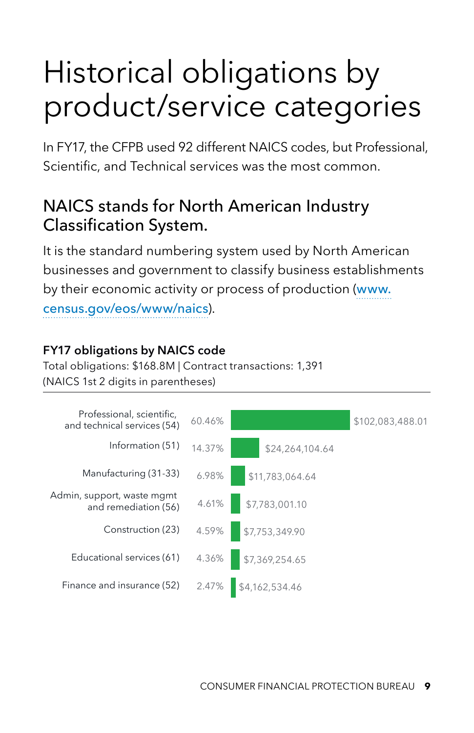# Historical obligations by product/service categories

In FY17, the CFPB used 92 different NAICS codes, but Professional, Scientific, and Technical services was the most common.

## NAICS stands for North American Industry Classification System.

It is the standard numbering system used by North American businesses and government to classify business establishments by their economic activity or process of production (www.census.gov/eos/www/naics).

**FY17 obligations by NAICS code**

Total obligations: $168.8M | Contract transactions: 1,391

(NAICS 1st 2 digits in parentheses)

| NAICS category | Percent | Obligations |
|---|---|---|
| Professional, scientific, and technical services (54) | 60.46% | $102,083,488.01 |
| Information (51) | 14.37% | $24,264,104.64 |
| Manufacturing (31-33) | 6.98% | $11,783,064.64 |
| Admin, support, waste mgmt and remediation (56) | 4.61% | $7,783,001.10 |
| Construction (23) | 4.59% | $7,753,349.90 |
| Educational services (61) | 4.36% | $7,369,254.65 |
| Finance and insurance (52) | 2.47% | $4,162,534.46 |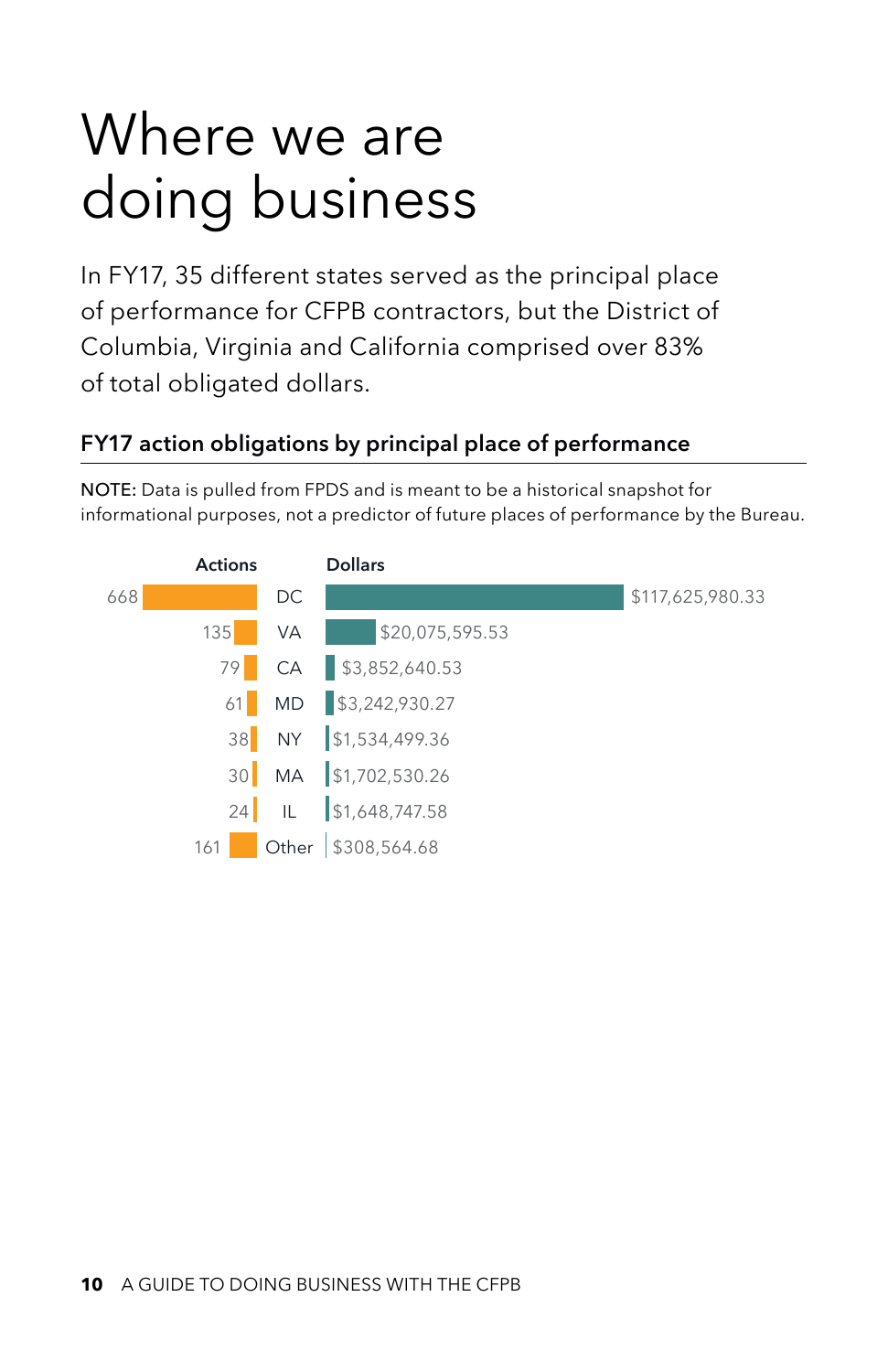# Where we are doing business

In FY17, 35 different states served as the principal place of performance for CFPB contractors, but the District of Columbia, Virginia and California comprised over 83% of total obligated dollars.

### FY17 action obligations by principal place of performance

**NOTE:** Data is pulled from FPDS and is meant to be a historical snapshot for informational purposes, not a predictor of future places of performance by the Bureau.

| Actions | | Dollars |
|---|---|---|
| 668 | DC | $117,625,980.33 |
| 135 | VA | $20,075,595.53 |
| 79 | CA | $3,852,640.53 |
| 61 | MD | $3,242,930.27 |
| 38 | NY | $1,534,499.36 |
| 30 | MA | $1,702,530.26 |
| 24 | IL | $1,648,747.58 |
| 161 | Other | $308,564.68 |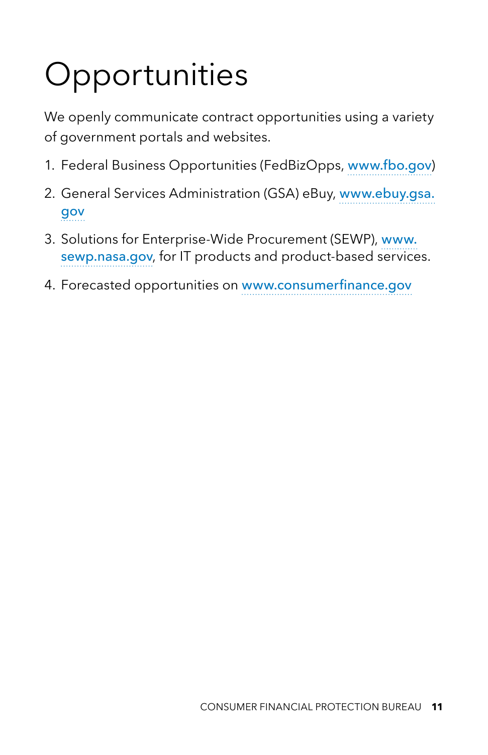# Opportunities

We openly communicate contract opportunities using a variety of government portals and websites.

1. Federal Business Opportunities (FedBizOpps, www.fbo.gov)
2. General Services Administration (GSA) eBuy, www.ebuy.gsa.gov
3. Solutions for Enterprise-Wide Procurement (SEWP), www.sewp.nasa.gov, for IT products and product-based services.
4. Forecasted opportunities on www.consumerfinance.gov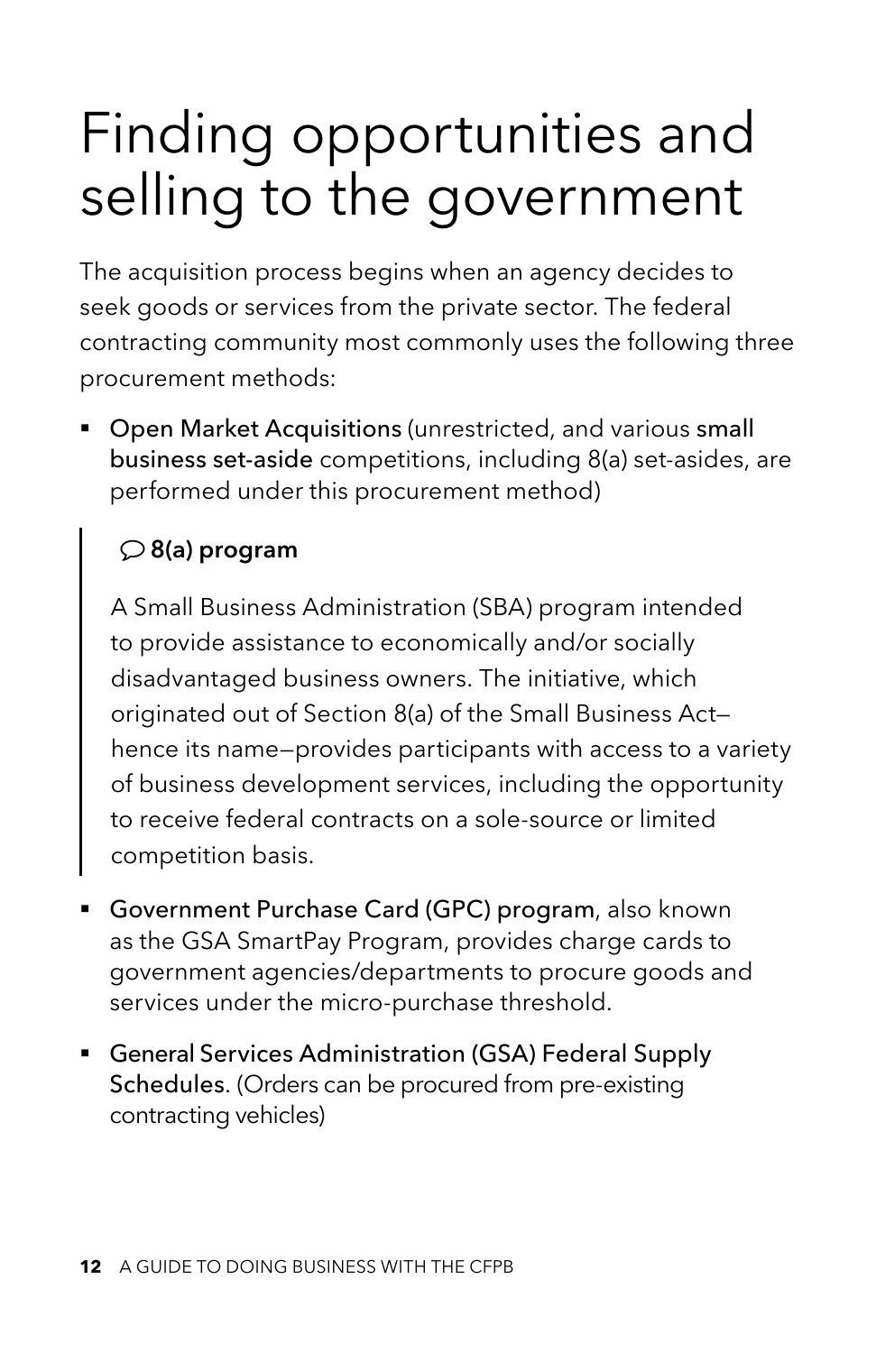# Finding opportunities and selling to the government

The acquisition process begins when an agency decides to seek goods or services from the private sector. The federal contracting community most commonly uses the following three procurement methods:

- **Open Market Acquisitions** (unrestricted, and various **small business set-aside** competitions, including 8(a) set-asides, are performed under this procurement method)

> **8(a) program**
>
> A Small Business Administration (SBA) program intended to provide assistance to economically and/or socially disadvantaged business owners. The initiative, which originated out of Section 8(a) of the Small Business Act—hence its name—provides participants with access to a variety of business development services, including the opportunity to receive federal contracts on a sole-source or limited competition basis.

- **Government Purchase Card (GPC) program**, also known as the GSA SmartPay Program, provides charge cards to government agencies/departments to procure goods and services under the micro-purchase threshold.
- **General Services Administration (GSA) Federal Supply Schedules**. (Orders can be procured from pre-existing contracting vehicles)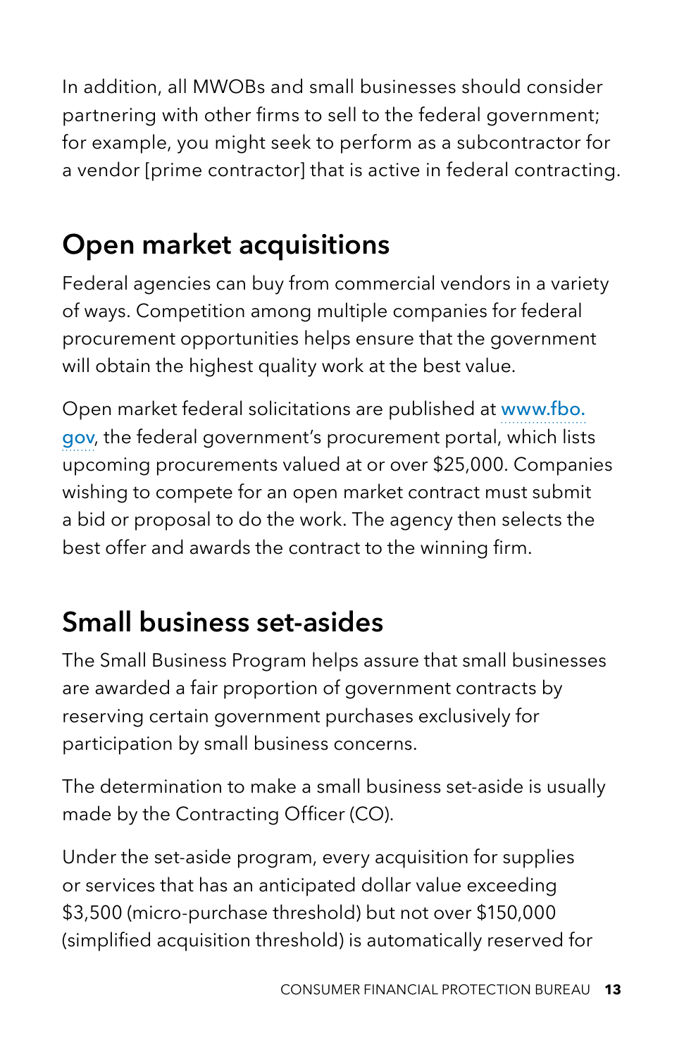In addition, all MWOBs and small businesses should consider partnering with other firms to sell to the federal government; for example, you might seek to perform as a subcontractor for a vendor [prime contractor] that is active in federal contracting.

## Open market acquisitions

Federal agencies can buy from commercial vendors in a variety of ways. Competition among multiple companies for federal procurement opportunities helps ensure that the government will obtain the highest quality work at the best value.

Open market federal solicitations are published at [www.fbo.gov](http://www.fbo.gov), the federal government's procurement portal, which lists upcoming procurements valued at or over $25,000. Companies wishing to compete for an open market contract must submit a bid or proposal to do the work. The agency then selects the best offer and awards the contract to the winning firm.

## Small business set-asides

The Small Business Program helps assure that small businesses are awarded a fair proportion of government contracts by reserving certain government purchases exclusively for participation by small business concerns.

The determination to make a small business set-aside is usually made by the Contracting Officer (CO).

Under the set-aside program, every acquisition for supplies or services that has an anticipated dollar value exceeding $3,500 (micro-purchase threshold) but not over $150,000 (simplified acquisition threshold) is automatically reserved for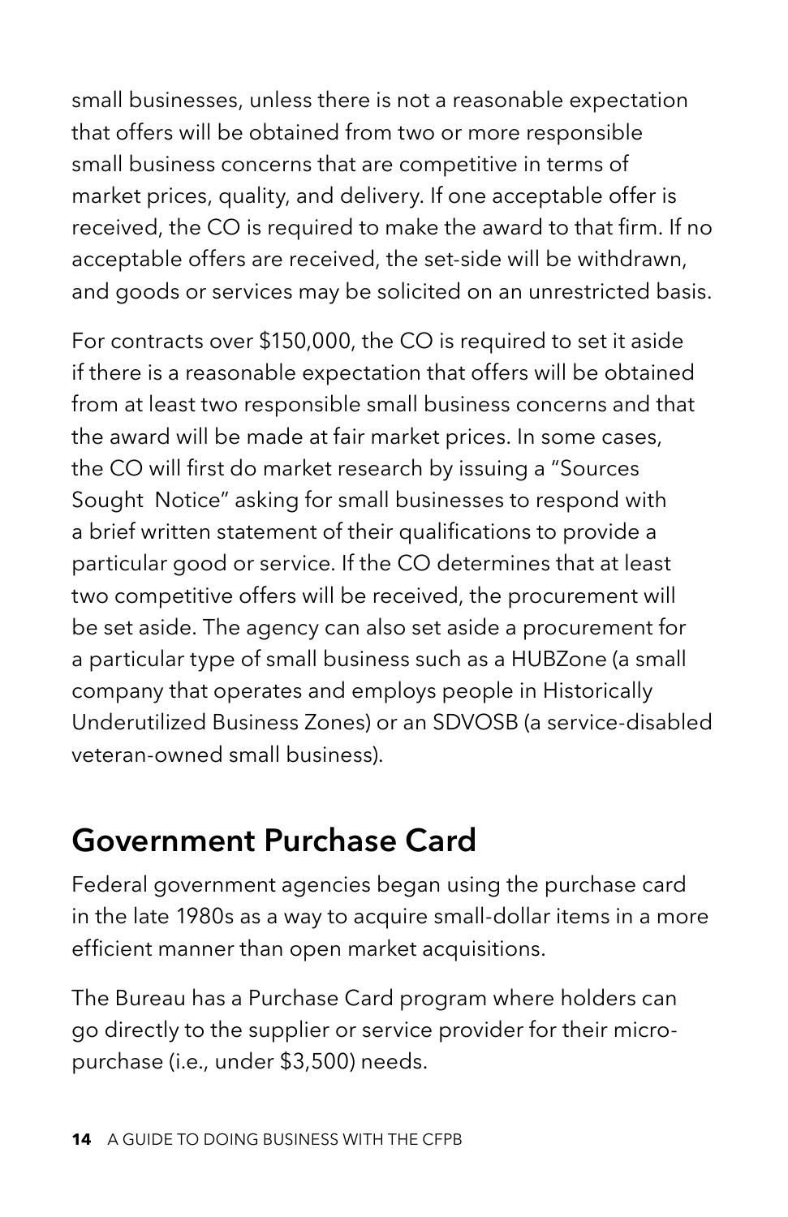small businesses, unless there is not a reasonable expectation that offers will be obtained from two or more responsible small business concerns that are competitive in terms of market prices, quality, and delivery. If one acceptable offer is received, the CO is required to make the award to that firm. If no acceptable offers are received, the set-side will be withdrawn, and goods or services may be solicited on an unrestricted basis.

For contracts over $150,000, the CO is required to set it aside if there is a reasonable expectation that offers will be obtained from at least two responsible small business concerns and that the award will be made at fair market prices. In some cases, the CO will first do market research by issuing a "Sources Sought Notice" asking for small businesses to respond with a brief written statement of their qualifications to provide a particular good or service. If the CO determines that at least two competitive offers will be received, the procurement will be set aside. The agency can also set aside a procurement for a particular type of small business such as a HUBZone (a small company that operates and employs people in Historically Underutilized Business Zones) or an SDVOSB (a service-disabled veteran-owned small business).

## Government Purchase Card

Federal government agencies began using the purchase card in the late 1980s as a way to acquire small-dollar items in a more efficient manner than open market acquisitions.

The Bureau has a Purchase Card program where holders can go directly to the supplier or service provider for their micro-purchase (i.e., under $3,500) needs.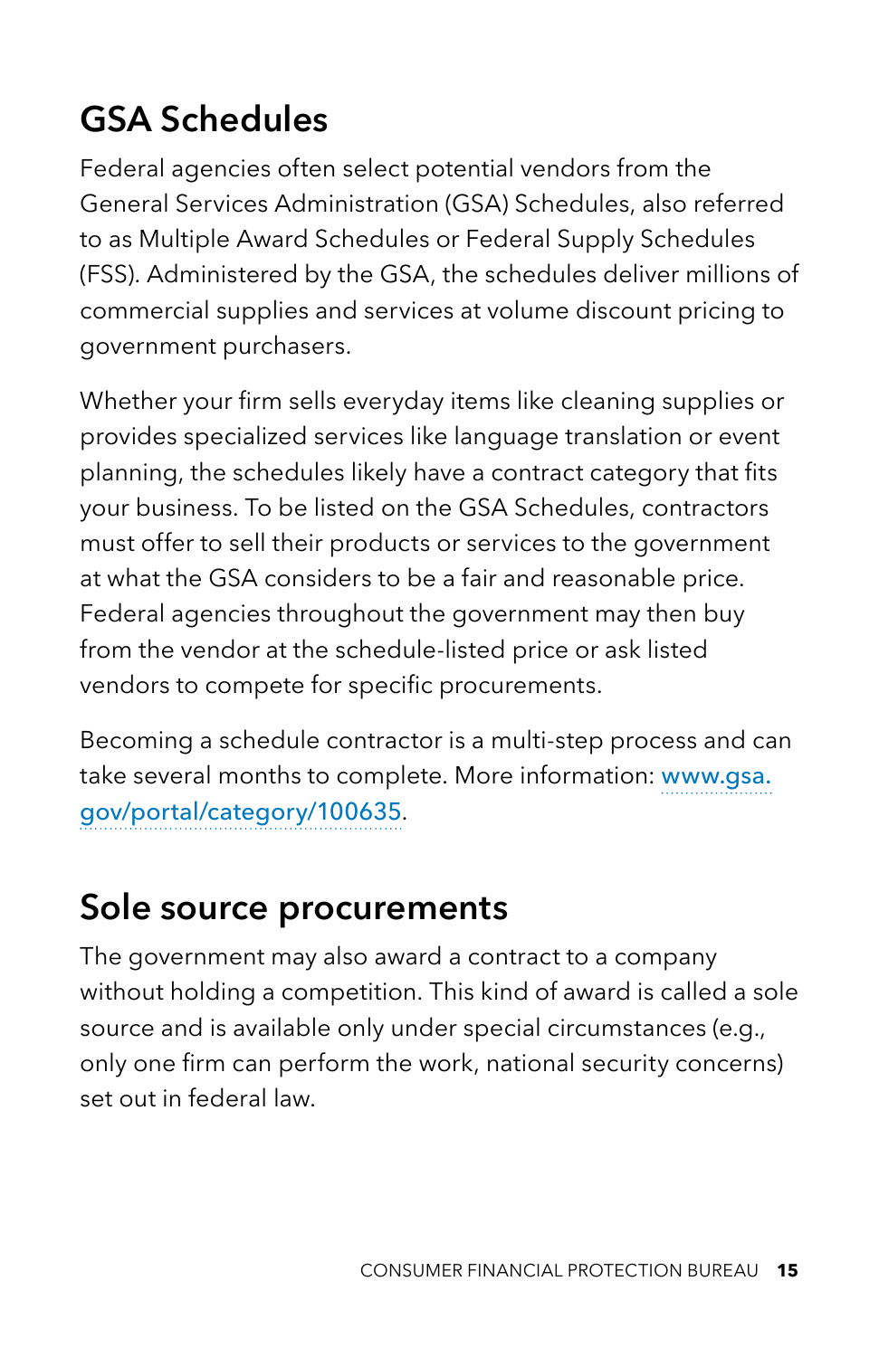## GSA Schedules

Federal agencies often select potential vendors from the General Services Administration (GSA) Schedules, also referred to as Multiple Award Schedules or Federal Supply Schedules (FSS). Administered by the GSA, the schedules deliver millions of commercial supplies and services at volume discount pricing to government purchasers.

Whether your firm sells everyday items like cleaning supplies or provides specialized services like language translation or event planning, the schedules likely have a contract category that fits your business. To be listed on the GSA Schedules, contractors must offer to sell their products or services to the government at what the GSA considers to be a fair and reasonable price. Federal agencies throughout the government may then buy from the vendor at the schedule-listed price or ask listed vendors to compete for specific procurements.

Becoming a schedule contractor is a multi-step process and can take several months to complete. More information: www.gsa.gov/portal/category/100635.

## Sole source procurements

The government may also award a contract to a company without holding a competition. This kind of award is called a sole source and is available only under special circumstances (e.g., only one firm can perform the work, national security concerns) set out in federal law.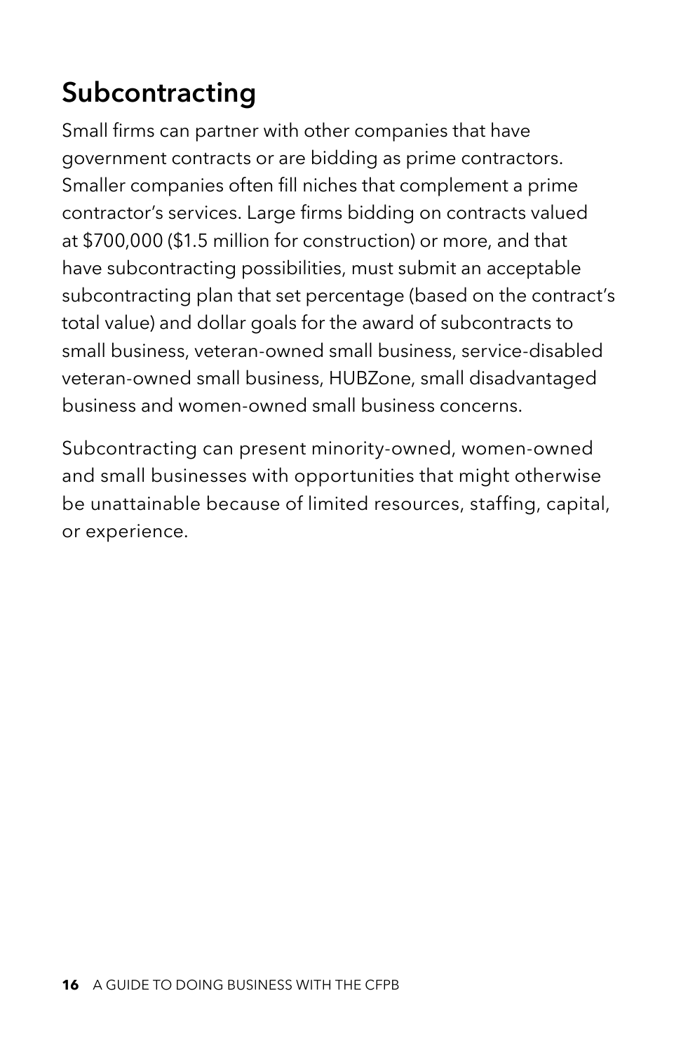## Subcontracting

Small firms can partner with other companies that have government contracts or are bidding as prime contractors. Smaller companies often fill niches that complement a prime contractor's services. Large firms bidding on contracts valued at $700,000 ($1.5 million for construction) or more, and that have subcontracting possibilities, must submit an acceptable subcontracting plan that set percentage (based on the contract's total value) and dollar goals for the award of subcontracts to small business, veteran-owned small business, service-disabled veteran-owned small business, HUBZone, small disadvantaged business and women-owned small business concerns.

Subcontracting can present minority-owned, women-owned and small businesses with opportunities that might otherwise be unattainable because of limited resources, staffing, capital, or experience.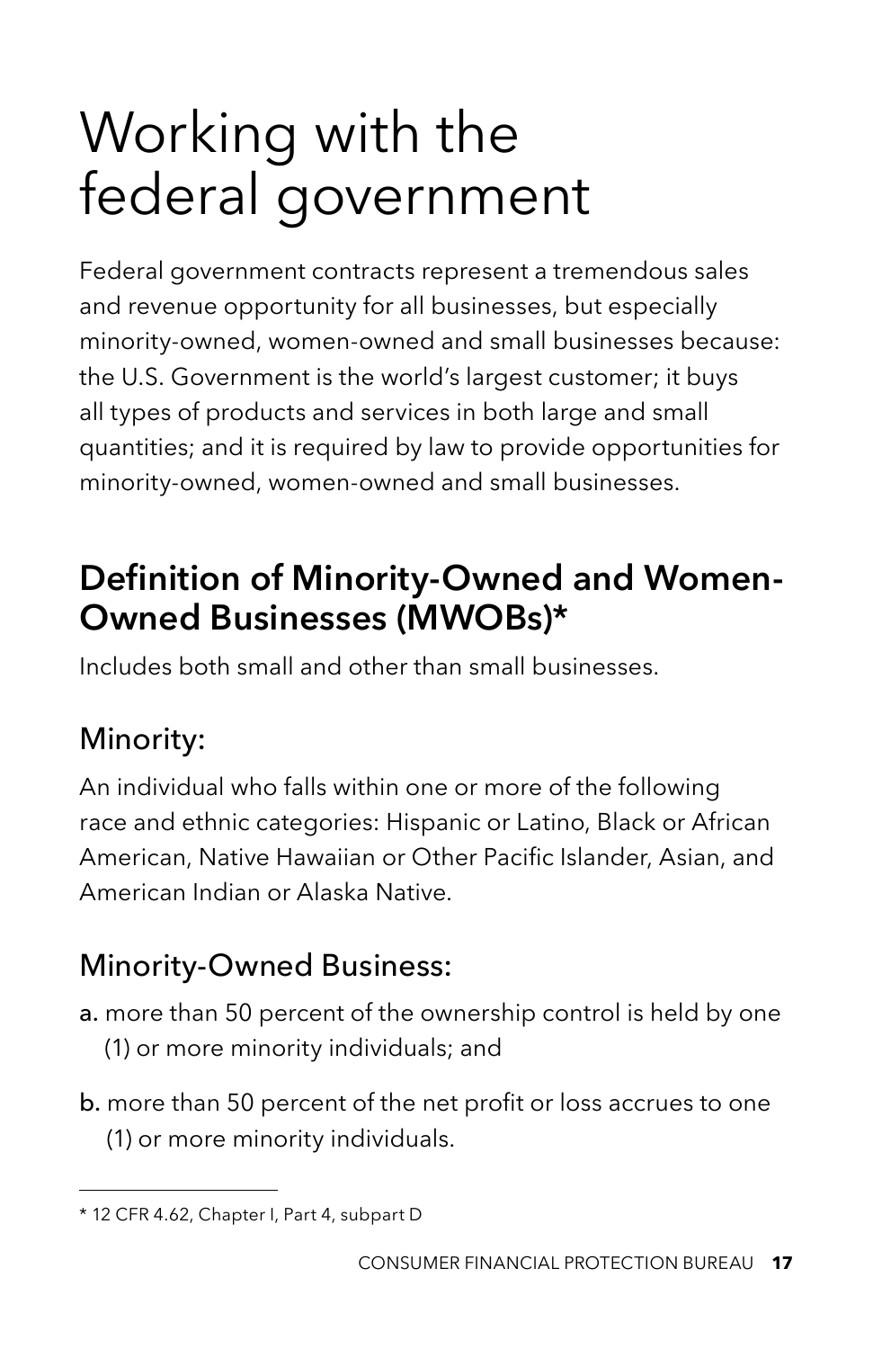# Working with the federal government

Federal government contracts represent a tremendous sales and revenue opportunity for all businesses, but especially minority-owned, women-owned and small businesses because: the U.S. Government is the world's largest customer; it buys all types of products and services in both large and small quantities; and it is required by law to provide opportunities for minority-owned, women-owned and small businesses.

## Definition of Minority-Owned and Women-Owned Businesses (MWOBs)*

Includes both small and other than small businesses.

### Minority:

An individual who falls within one or more of the following race and ethnic categories: Hispanic or Latino, Black or African American, Native Hawaiian or Other Pacific Islander, Asian, and American Indian or Alaska Native.

### Minority-Owned Business:

**a.** more than 50 percent of the ownership control is held by one (1) or more minority individuals; and

**b.** more than 50 percent of the net profit or loss accrues to one (1) or more minority individuals.

---

* 12 CFR 4.62, Chapter I, Part 4, subpart D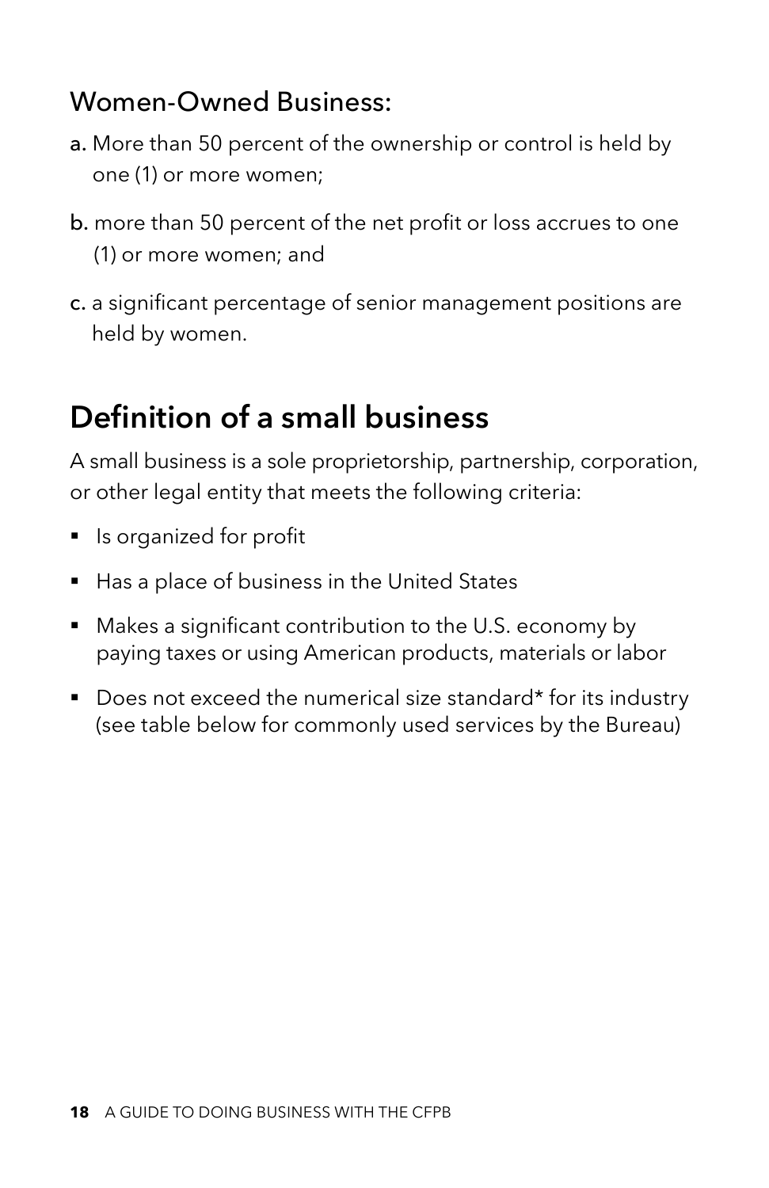### Women-Owned Business:

a. More than 50 percent of the ownership or control is held by one (1) or more women;

b. more than 50 percent of the net profit or loss accrues to one (1) or more women; and

c. a significant percentage of senior management positions are held by women.

## Definition of a small business

A small business is a sole proprietorship, partnership, corporation, or other legal entity that meets the following criteria:

- Is organized for profit
- Has a place of business in the United States
- Makes a significant contribution to the U.S. economy by paying taxes or using American products, materials or labor
- Does not exceed the numerical size standard* for its industry (see table below for commonly used services by the Bureau)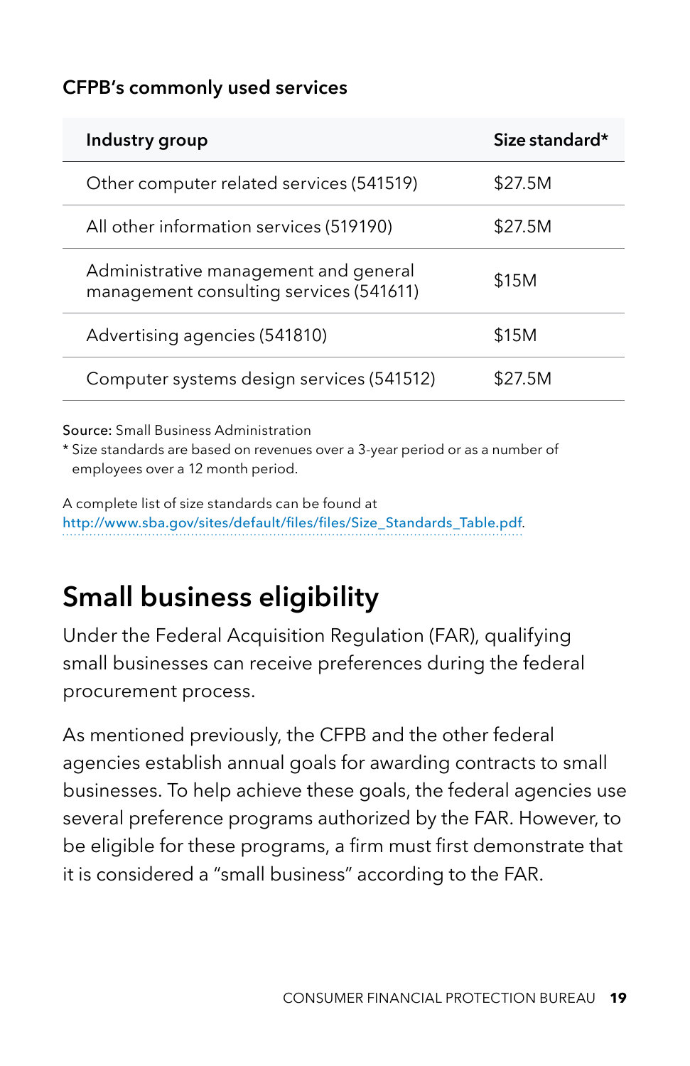**CFPB's commonly used services**

| Industry group | Size standard* |
|---|---|
| Other computer related services (541519) | $27.5M |
| All other information services (519190) | $27.5M |
| Administrative management and general management consulting services (541611) | $15M |
| Advertising agencies (541810) | $15M |
| Computer systems design services (541512) | $27.5M |

**Source:** Small Business Administration

* Size standards are based on revenues over a 3-year period or as a number of employees over a 12 month period.

A complete list of size standards can be found at http://www.sba.gov/sites/default/files/files/Size_Standards_Table.pdf.

## Small business eligibility

Under the Federal Acquisition Regulation (FAR), qualifying small businesses can receive preferences during the federal procurement process.

As mentioned previously, the CFPB and the other federal agencies establish annual goals for awarding contracts to small businesses. To help achieve these goals, the federal agencies use several preference programs authorized by the FAR. However, to be eligible for these programs, a firm must first demonstrate that it is considered a "small business" according to the FAR.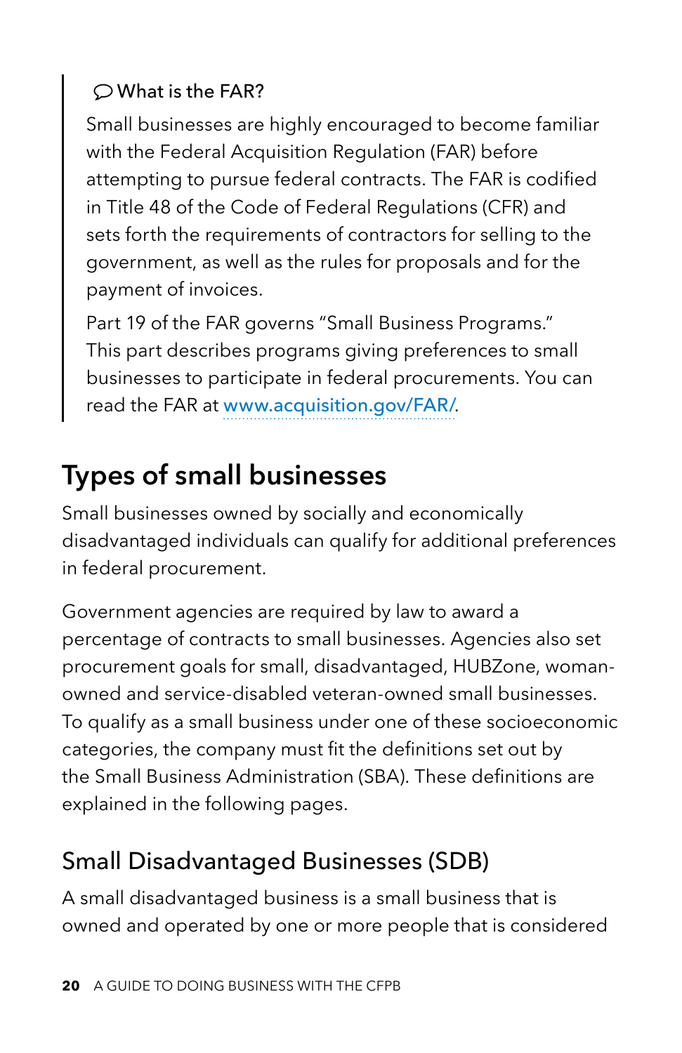> 💬 What is the FAR?
>
> Small businesses are highly encouraged to become familiar with the Federal Acquisition Regulation (FAR) before attempting to pursue federal contracts. The FAR is codified in Title 48 of the Code of Federal Regulations (CFR) and sets forth the requirements of contractors for selling to the government, as well as the rules for proposals and for the payment of invoices.
>
> Part 19 of the FAR governs "Small Business Programs." This part describes programs giving preferences to small businesses to participate in federal procurements. You can read the FAR at www.acquisition.gov/FAR/.

## Types of small businesses

Small businesses owned by socially and economically disadvantaged individuals can qualify for additional preferences in federal procurement.

Government agencies are required by law to award a percentage of contracts to small businesses. Agencies also set procurement goals for small, disadvantaged, HUBZone, woman-owned and service-disabled veteran-owned small businesses. To qualify as a small business under one of these socioeconomic categories, the company must fit the definitions set out by the Small Business Administration (SBA). These definitions are explained in the following pages.

### Small Disadvantaged Businesses (SDB)

A small disadvantaged business is a small business that is owned and operated by one or more people that is considered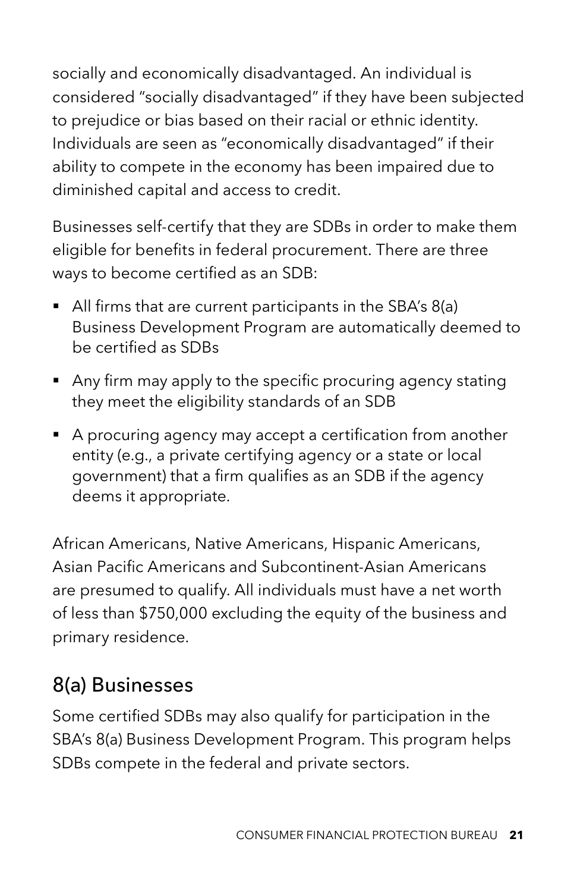socially and economically disadvantaged. An individual is considered "socially disadvantaged" if they have been subjected to prejudice or bias based on their racial or ethnic identity. Individuals are seen as "economically disadvantaged" if their ability to compete in the economy has been impaired due to diminished capital and access to credit.

Businesses self-certify that they are SDBs in order to make them eligible for benefits in federal procurement. There are three ways to become certified as an SDB:

- All firms that are current participants in the SBA's 8(a) Business Development Program are automatically deemed to be certified as SDBs
- Any firm may apply to the specific procuring agency stating they meet the eligibility standards of an SDB
- A procuring agency may accept a certification from another entity (e.g., a private certifying agency or a state or local government) that a firm qualifies as an SDB if the agency deems it appropriate.

African Americans, Native Americans, Hispanic Americans, Asian Pacific Americans and Subcontinent-Asian Americans are presumed to qualify. All individuals must have a net worth of less than $750,000 excluding the equity of the business and primary residence.

## 8(a) Businesses

Some certified SDBs may also qualify for participation in the SBA's 8(a) Business Development Program. This program helps SDBs compete in the federal and private sectors.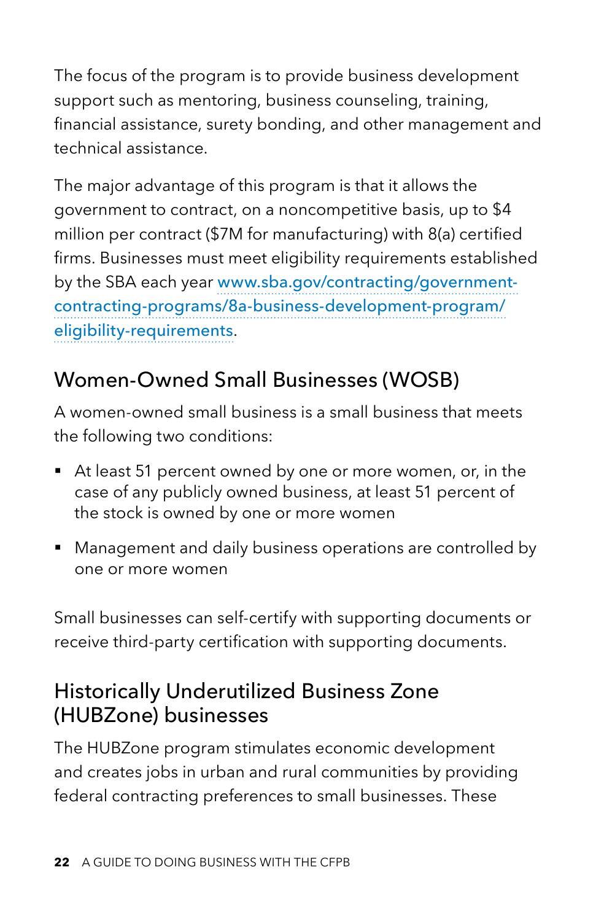The focus of the program is to provide business development support such as mentoring, business counseling, training, financial assistance, surety bonding, and other management and technical assistance.

The major advantage of this program is that it allows the government to contract, on a noncompetitive basis, up to $4 million per contract ($7M for manufacturing) with 8(a) certified firms. Businesses must meet eligibility requirements established by the SBA each year www.sba.gov/contracting/government-contracting-programs/8a-business-development-program/eligibility-requirements.

## Women-Owned Small Businesses (WOSB)

A women-owned small business is a small business that meets the following two conditions:

- At least 51 percent owned by one or more women, or, in the case of any publicly owned business, at least 51 percent of the stock is owned by one or more women
- Management and daily business operations are controlled by one or more women

Small businesses can self-certify with supporting documents or receive third-party certification with supporting documents.

## Historically Underutilized Business Zone (HUBZone) businesses

The HUBZone program stimulates economic development and creates jobs in urban and rural communities by providing federal contracting preferences to small businesses. These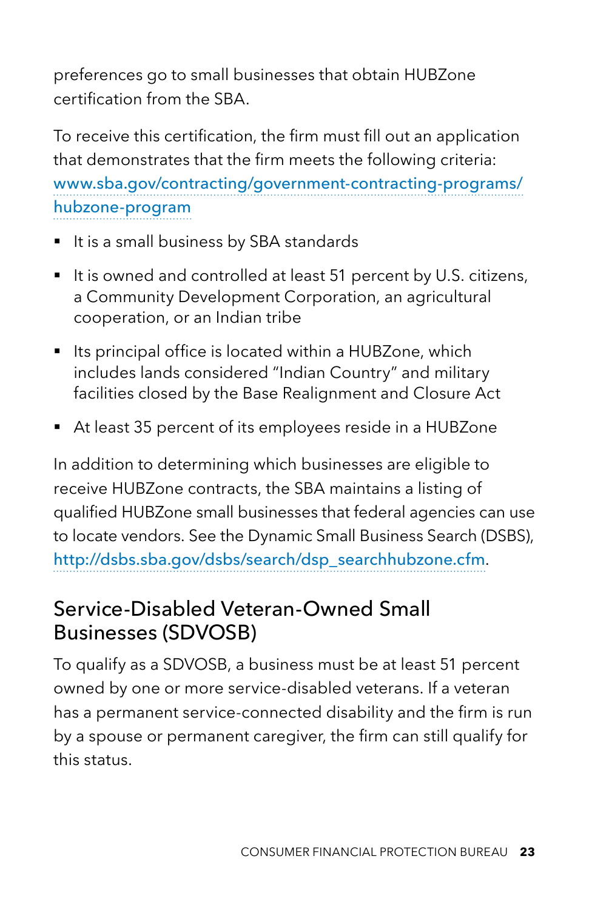preferences go to small businesses that obtain HUBZone certification from the SBA.

To receive this certification, the firm must fill out an application that demonstrates that the firm meets the following criteria: www.sba.gov/contracting/government-contracting-programs/hubzone-program

- It is a small business by SBA standards
- It is owned and controlled at least 51 percent by U.S. citizens, a Community Development Corporation, an agricultural cooperation, or an Indian tribe
- Its principal office is located within a HUBZone, which includes lands considered "Indian Country" and military facilities closed by the Base Realignment and Closure Act
- At least 35 percent of its employees reside in a HUBZone

In addition to determining which businesses are eligible to receive HUBZone contracts, the SBA maintains a listing of qualified HUBZone small businesses that federal agencies can use to locate vendors. See the Dynamic Small Business Search (DSBS), http://dsbs.sba.gov/dsbs/search/dsp_searchhubzone.cfm.

## Service-Disabled Veteran-Owned Small Businesses (SDVOSB)

To qualify as a SDVOSB, a business must be at least 51 percent owned by one or more service-disabled veterans. If a veteran has a permanent service-connected disability and the firm is run by a spouse or permanent caregiver, the firm can still qualify for this status.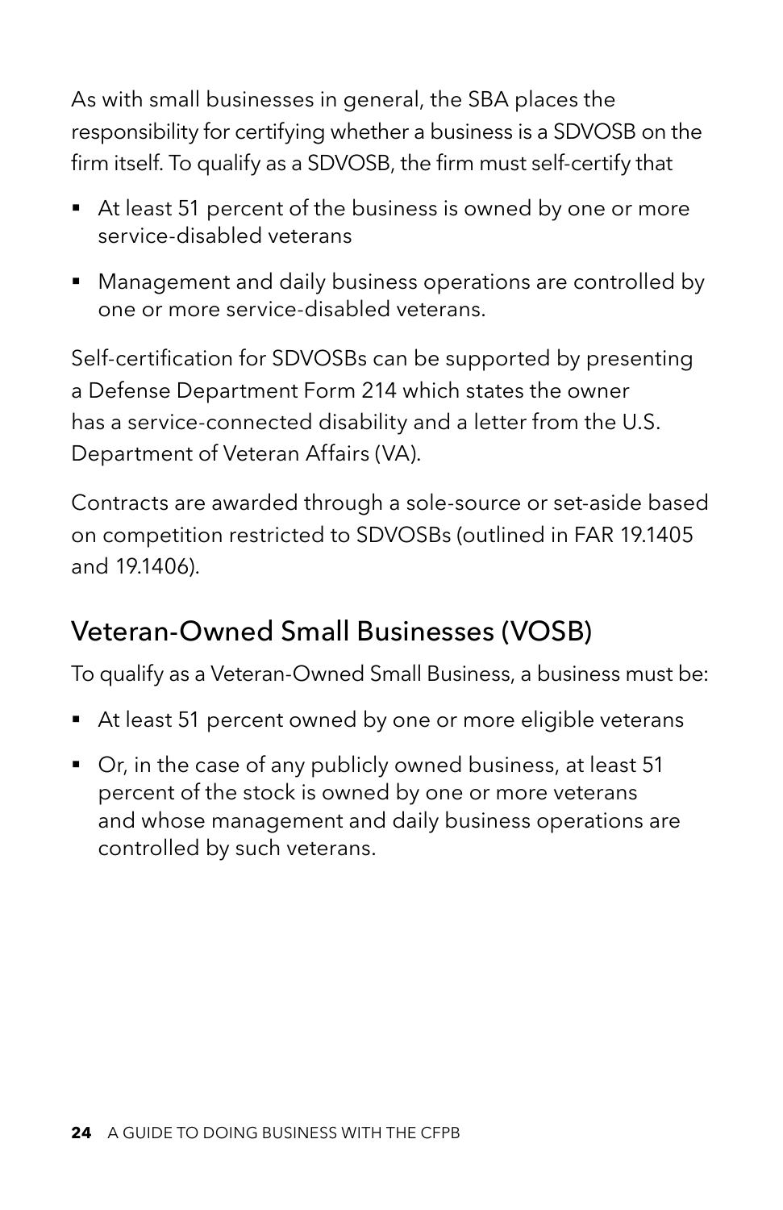As with small businesses in general, the SBA places the responsibility for certifying whether a business is a SDVOSB on the firm itself. To qualify as a SDVOSB, the firm must self-certify that

- At least 51 percent of the business is owned by one or more service-disabled veterans
- Management and daily business operations are controlled by one or more service-disabled veterans.

Self-certification for SDVOSBs can be supported by presenting a Defense Department Form 214 which states the owner has a service-connected disability and a letter from the U.S. Department of Veteran Affairs (VA).

Contracts are awarded through a sole-source or set-aside based on competition restricted to SDVOSBs (outlined in FAR 19.1405 and 19.1406).

## Veteran-Owned Small Businesses (VOSB)

To qualify as a Veteran-Owned Small Business, a business must be:

- At least 51 percent owned by one or more eligible veterans
- Or, in the case of any publicly owned business, at least 51 percent of the stock is owned by one or more veterans and whose management and daily business operations are controlled by such veterans.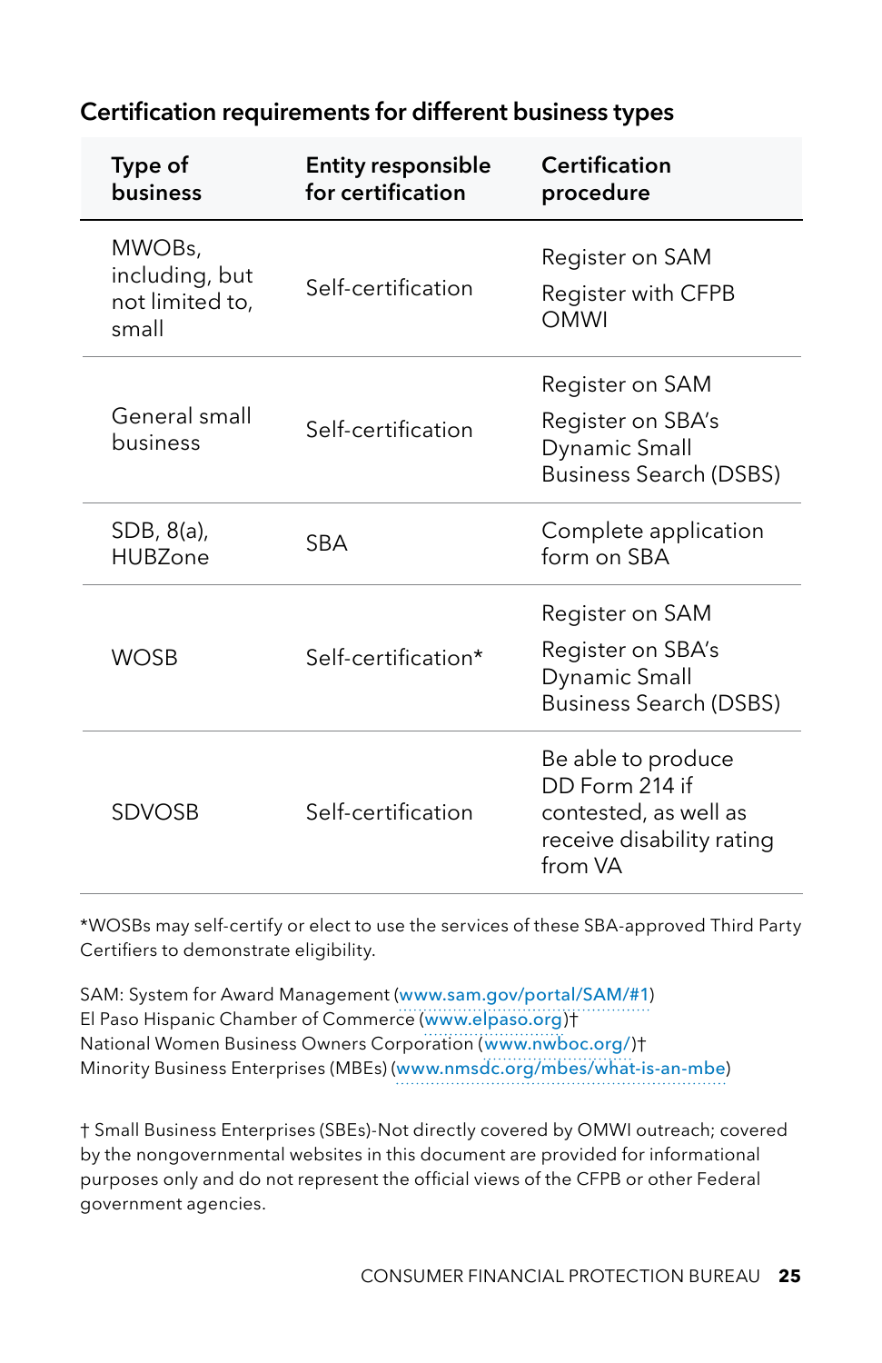### Certification requirements for different business types

| Type of business | Entity responsible for certification | Certification procedure |
|---|---|---|
| MWOBs, including, but not limited to, small | Self-certification | Register on SAM<br>Register with CFPB OMWI |
| General small business | Self-certification | Register on SAM<br>Register on SBA's Dynamic Small Business Search (DSBS) |
| SDB, 8(a), HUBZone | SBA | Complete application form on SBA |
| WOSB | Self-certification* | Register on SAM<br>Register on SBA's Dynamic Small Business Search (DSBS) |
| SDVOSB | Self-certification | Be able to produce DD Form 214 if contested, as well as receive disability rating from VA |

*WOSBs may self-certify or elect to use the services of these SBA-approved Third Party Certifiers to demonstrate eligibility.

SAM: System for Award Management (www.sam.gov/portal/SAM/#1)
El Paso Hispanic Chamber of Commerce (www.elpaso.org)†
National Women Business Owners Corporation (www.nwboc.org/)†
Minority Business Enterprises (MBEs) (www.nmsdc.org/mbes/what-is-an-mbe)

† Small Business Enterprises (SBEs)-Not directly covered by OMWI outreach; covered by the nongovernmental websites in this document are provided for informational purposes only and do not represent the official views of the CFPB or other Federal government agencies.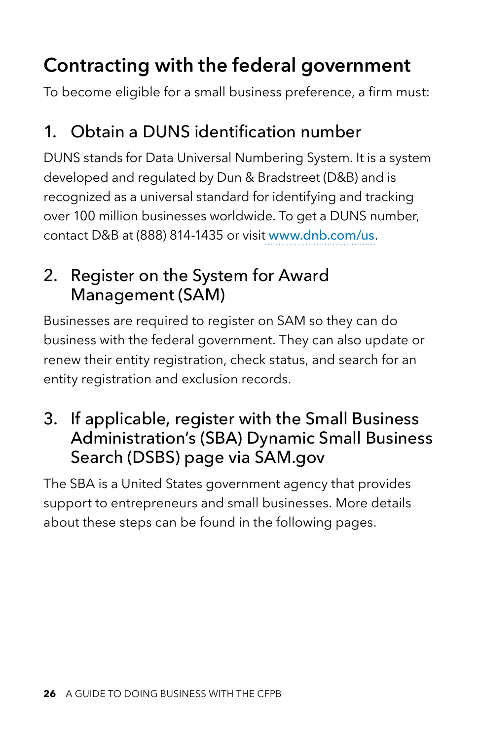# Contracting with the federal government

To become eligible for a small business preference, a firm must:

## 1. Obtain a DUNS identification number

DUNS stands for Data Universal Numbering System. It is a system developed and regulated by Dun & Bradstreet (D&B) and is recognized as a universal standard for identifying and tracking over 100 million businesses worldwide. To get a DUNS number, contact D&B at (888) 814-1435 or visit www.dnb.com/us.

## 2. Register on the System for Award Management (SAM)

Businesses are required to register on SAM so they can do business with the federal government. They can also update or renew their entity registration, check status, and search for an entity registration and exclusion records.

## 3. If applicable, register with the Small Business Administration's (SBA) Dynamic Small Business Search (DSBS) page via SAM.gov

The SBA is a United States government agency that provides support to entrepreneurs and small businesses. More details about these steps can be found in the following pages.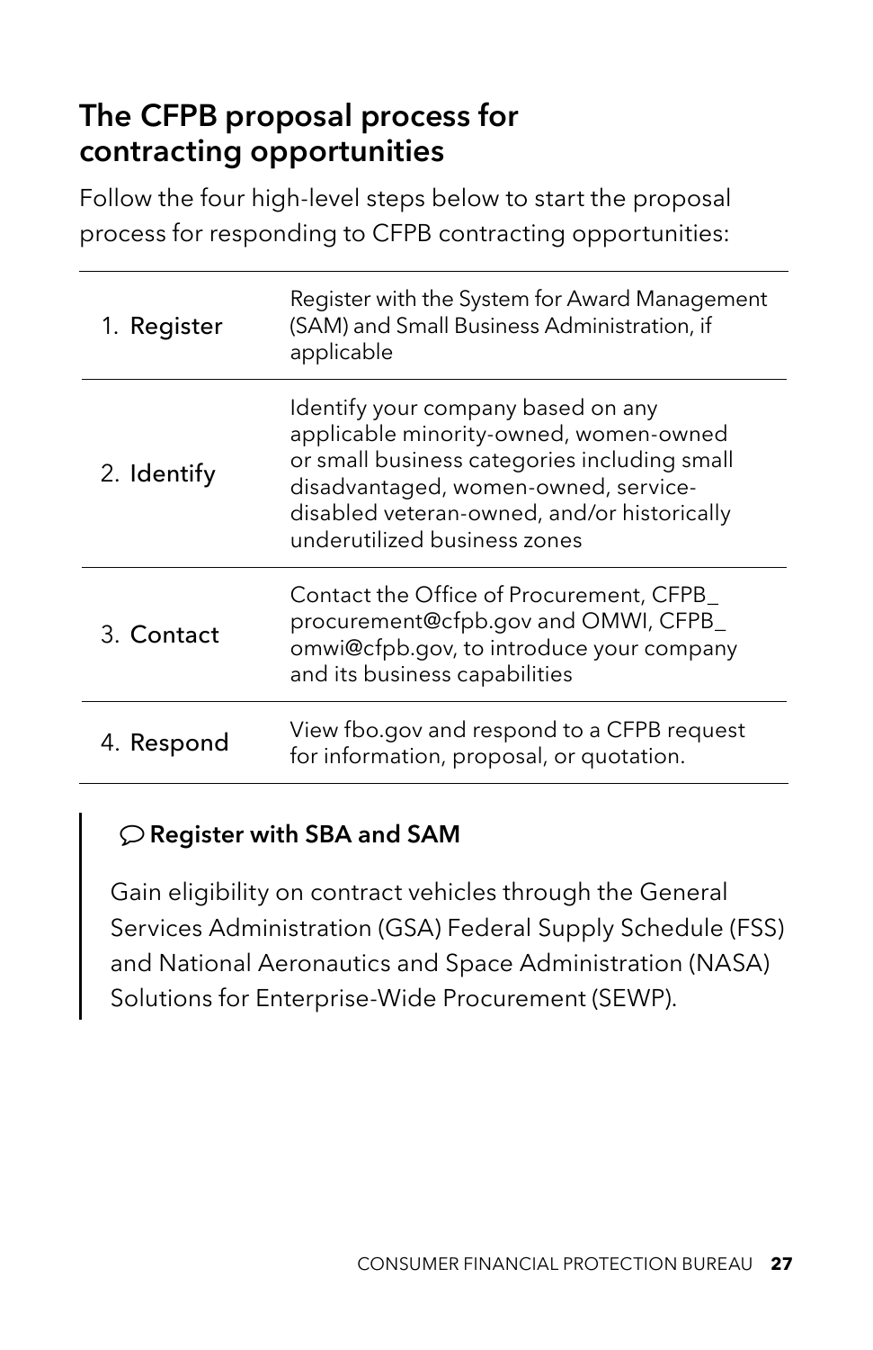## The CFPB proposal process for contracting opportunities

Follow the four high-level steps below to start the proposal process for responding to CFPB contracting opportunities:

| | |
|---|---|
| 1. Register | Register with the System for Award Management (SAM) and Small Business Administration, if applicable |
| 2. Identify | Identify your company based on any applicable minority-owned, women-owned or small business categories including small disadvantaged, women-owned, service-disabled veteran-owned, and/or historically underutilized business zones |
| 3. Contact | Contact the Office of Procurement, CFPB_procurement@cfpb.gov and OMWI, CFPB_omwi@cfpb.gov, to introduce your company and its business capabilities |
| 4. Respond | View fbo.gov and respond to a CFPB request for information, proposal, or quotation. |

> **Register with SBA and SAM**
>
> Gain eligibility on contract vehicles through the General Services Administration (GSA) Federal Supply Schedule (FSS) and National Aeronautics and Space Administration (NASA) Solutions for Enterprise-Wide Procurement (SEWP).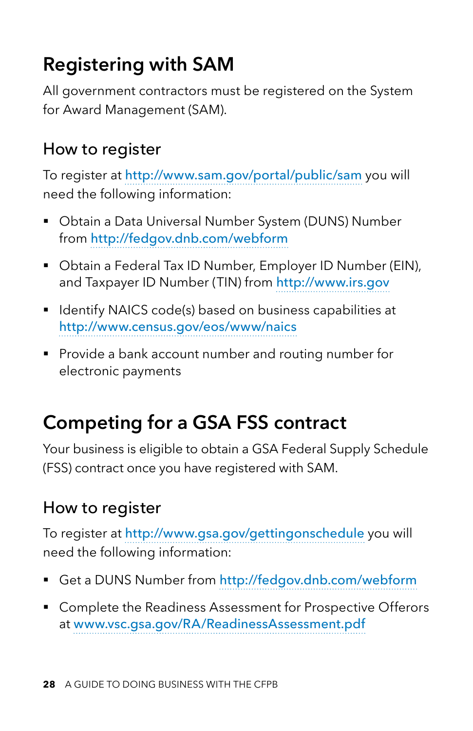# Registering with SAM

All government contractors must be registered on the System for Award Management (SAM).

## How to register

To register at http://www.sam.gov/portal/public/sam you will need the following information:

- Obtain a Data Universal Number System (DUNS) Number from http://fedgov.dnb.com/webform
- Obtain a Federal Tax ID Number, Employer ID Number (EIN), and Taxpayer ID Number (TIN) from http://www.irs.gov
- Identify NAICS code(s) based on business capabilities at http://www.census.gov/eos/www/naics
- Provide a bank account number and routing number for electronic payments

# Competing for a GSA FSS contract

Your business is eligible to obtain a GSA Federal Supply Schedule (FSS) contract once you have registered with SAM.

## How to register

To register at http://www.gsa.gov/gettingonschedule you will need the following information:

- Get a DUNS Number from http://fedgov.dnb.com/webform
- Complete the Readiness Assessment for Prospective Offerors at www.vsc.gsa.gov/RA/ReadinessAssessment.pdf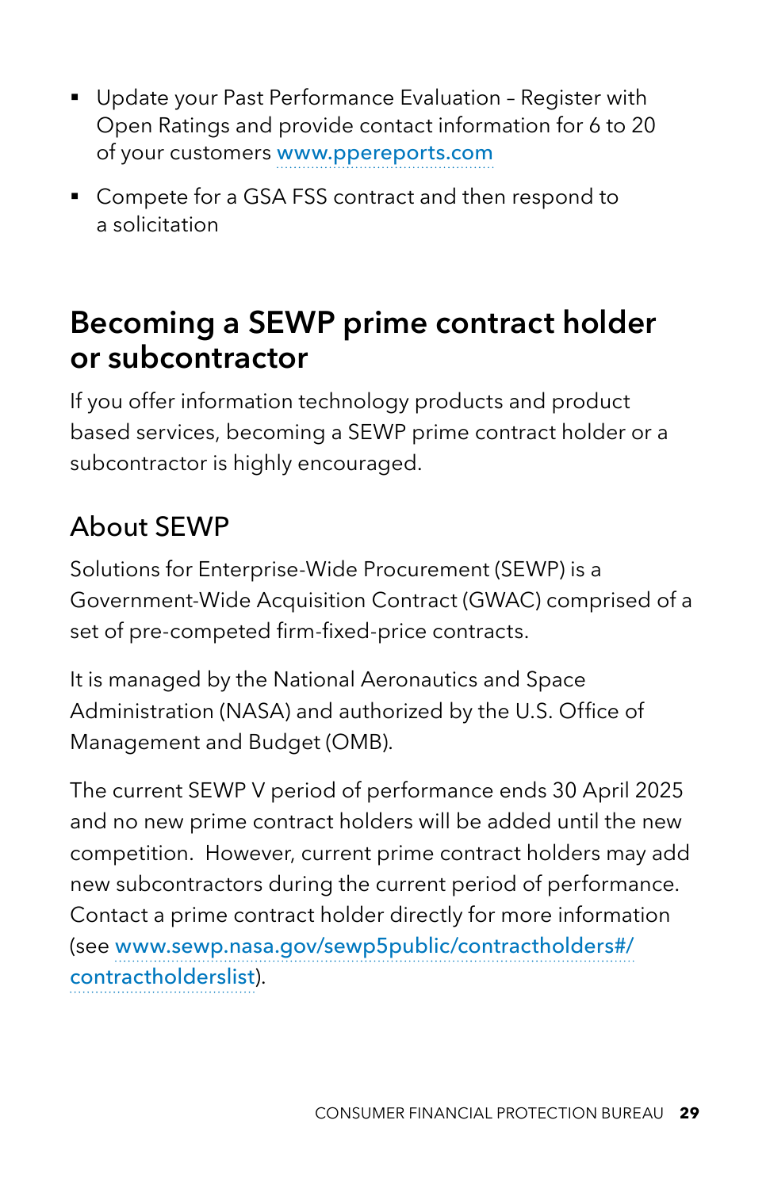- Update your Past Performance Evaluation – Register with Open Ratings and provide contact information for 6 to 20 of your customers www.ppereports.com
- Compete for a GSA FSS contract and then respond to a solicitation

## Becoming a SEWP prime contract holder or subcontractor

If you offer information technology products and product based services, becoming a SEWP prime contract holder or a subcontractor is highly encouraged.

### About SEWP

Solutions for Enterprise-Wide Procurement (SEWP) is a Government-Wide Acquisition Contract (GWAC) comprised of a set of pre-competed firm-fixed-price contracts.

It is managed by the National Aeronautics and Space Administration (NASA) and authorized by the U.S. Office of Management and Budget (OMB).

The current SEWP V period of performance ends 30 April 2025 and no new prime contract holders will be added until the new competition. However, current prime contract holders may add new subcontractors during the current period of performance. Contact a prime contract holder directly for more information (see www.sewp.nasa.gov/sewp5public/contractholders#/contractholderslist).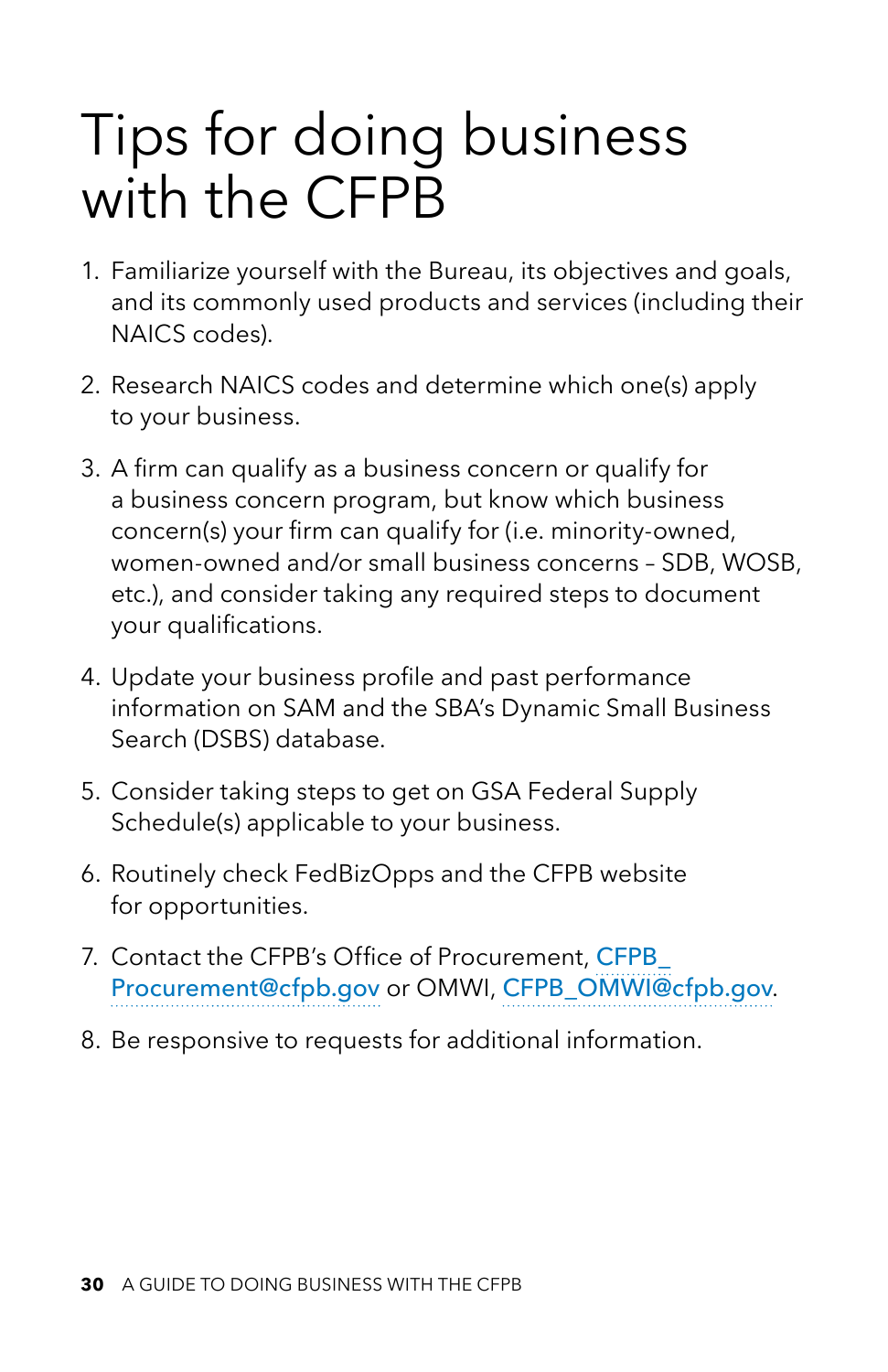# Tips for doing business with the CFPB

1. Familiarize yourself with the Bureau, its objectives and goals, and its commonly used products and services (including their NAICS codes).

2. Research NAICS codes and determine which one(s) apply to your business.

3. A firm can qualify as a business concern or qualify for a business concern program, but know which business concern(s) your firm can qualify for (i.e. minority-owned, women-owned and/or small business concerns – SDB, WOSB, etc.), and consider taking any required steps to document your qualifications.

4. Update your business profile and past performance information on SAM and the SBA's Dynamic Small Business Search (DSBS) database.

5. Consider taking steps to get on GSA Federal Supply Schedule(s) applicable to your business.

6. Routinely check FedBizOpps and the CFPB website for opportunities.

7. Contact the CFPB's Office of Procurement, CFPB_Procurement@cfpb.gov or OMWI, CFPB_OMWI@cfpb.gov.

8. Be responsive to requests for additional information.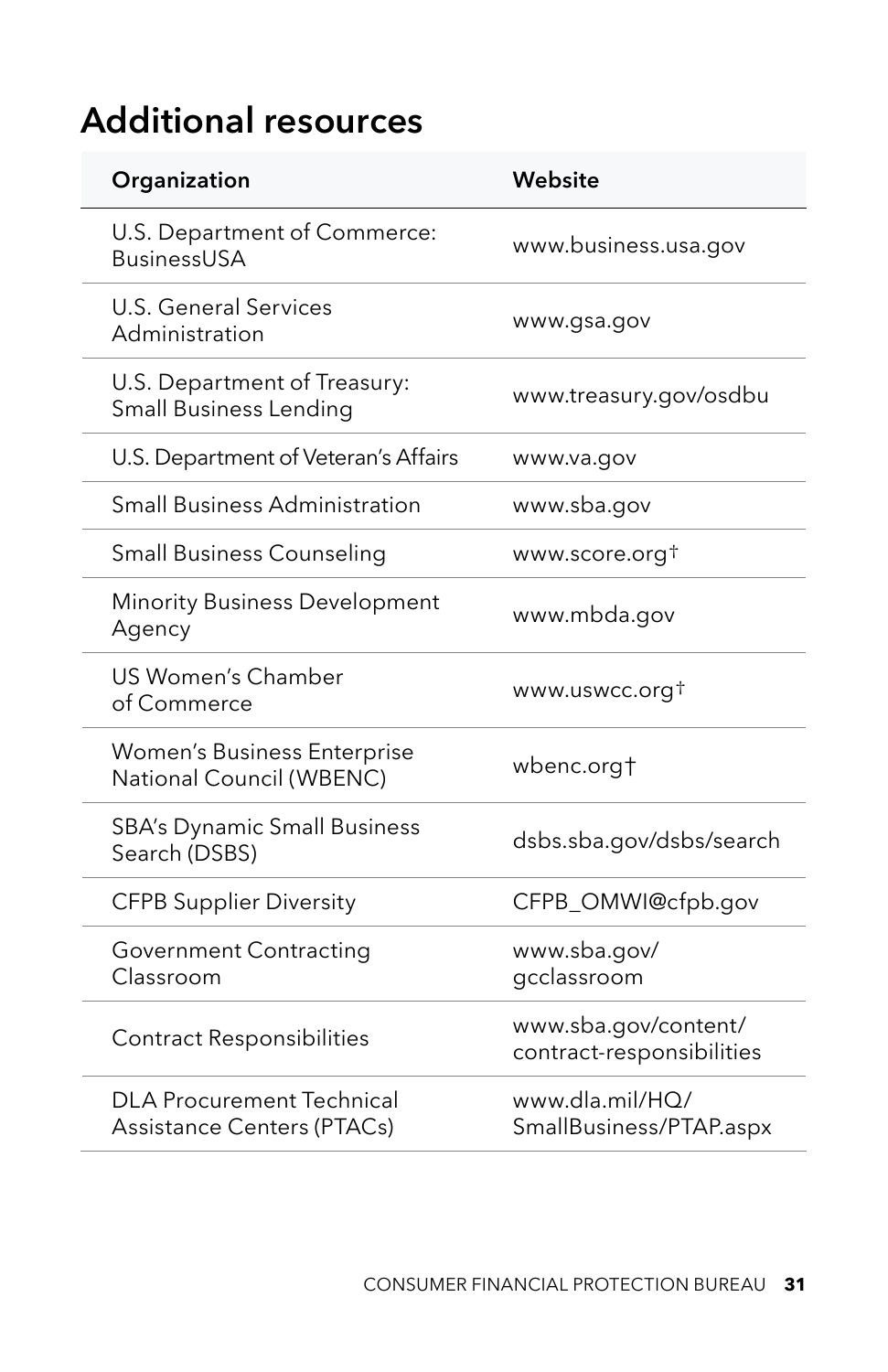# Additional resources

| Organization | Website |
|---|---|
| U.S. Department of Commerce: BusinessUSA | www.business.usa.gov |
| U.S. General Services Administration | www.gsa.gov |
| U.S. Department of Treasury: Small Business Lending | www.treasury.gov/osdbu |
| U.S. Department of Veteran's Affairs | www.va.gov |
| Small Business Administration | www.sba.gov |
| Small Business Counseling | www.score.org† |
| Minority Business Development Agency | www.mbda.gov |
| US Women's Chamber of Commerce | www.uswcc.org† |
| Women's Business Enterprise National Council (WBENC) | wbenc.org† |
| SBA's Dynamic Small Business Search (DSBS) | dsbs.sba.gov/dsbs/search |
| CFPB Supplier Diversity | CFPB_OMWI@cfpb.gov |
| Government Contracting Classroom | www.sba.gov/gcclassroom |
| Contract Responsibilities | www.sba.gov/content/contract-responsibilities |
| DLA Procurement Technical Assistance Centers (PTACs) | www.dla.mil/HQ/SmallBusiness/PTAP.aspx |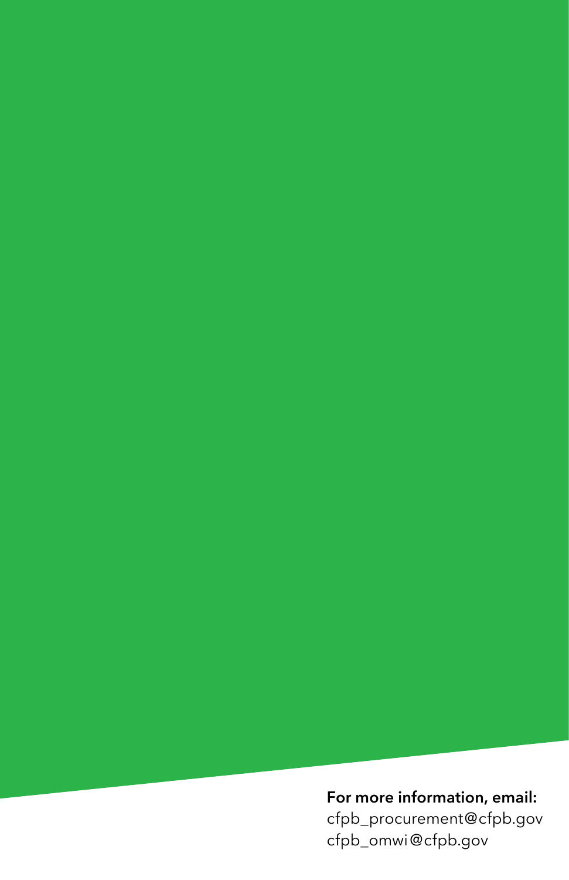**For more information, email:**

cfpb_procurement@cfpb.gov

cfpb_omwi@cfpb.gov